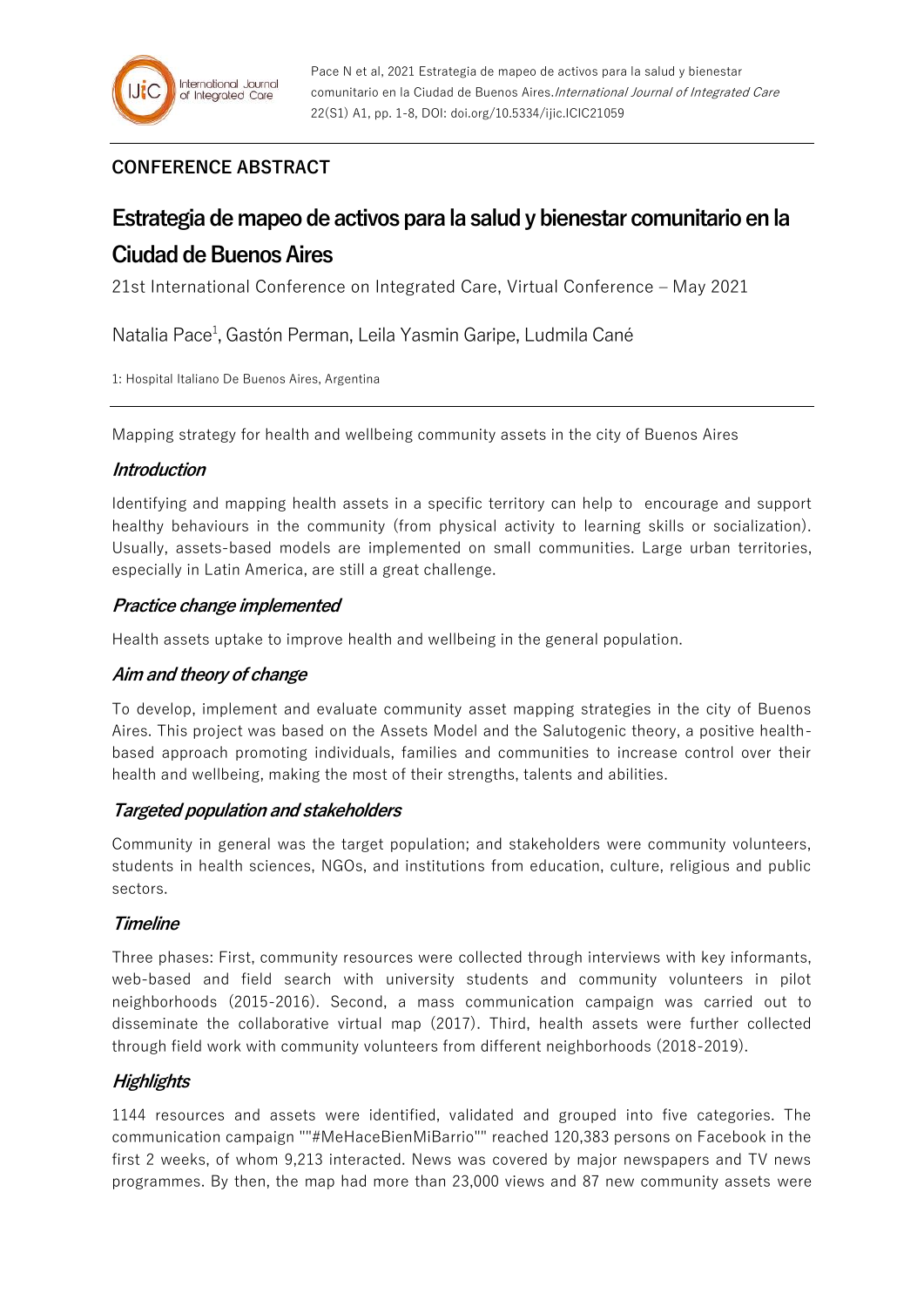## CONFERENCE ABSTRACT

# Estrategia de mapeo de activos para la salud y bienestar comunitario en la Ciudad de Buenos Aires

21st International Conference on Integrated Care, Virtual Conference – May 2021

Natalia Pace[1], Gastón Perman, Leila Yasmin Garipe, Ludmila Cané

1: Hospital Italiano De Buenos Aires, Argentina

Mapping strategy for health and wellbeing community assets in the city of Buenos Aires

### *Introduction*

Identifying and mapping health assets in a specific territory can help to encourage and support healthy behaviours in the community (from physical activity to learning skills or socialization). Usually, assets-based models are implemented on small communities. Large urban territories, especially in Latin America, are still a great challenge.

### *Practice change implemented*

Health assets uptake to improve health and wellbeing in the general population.

### *Aim and theory of change*

To develop, implement and evaluate community asset mapping strategies in the city of Buenos Aires. This project was based on the Assets Model and the Salutogenic theory, a positive health-based approach promoting individuals, families and communities to increase control over their health and wellbeing, making the most of their strengths, talents and abilities.

### *Targeted population and stakeholders*

Community in general was the target population; and stakeholders were community volunteers, students in health sciences, NGOs, and institutions from education, culture, religious and public sectors.

### *Timeline*

Three phases: First, community resources were collected through interviews with key informants, web-based and field search with university students and community volunteers in pilot neighborhoods (2015-2016). Second, a mass communication campaign was carried out to disseminate the collaborative virtual map (2017). Third, health assets were further collected through field work with community volunteers from different neighborhoods (2018-2019).

### *Highlights*

1144 resources and assets were identified, validated and grouped into five categories. The communication campaign ""#MeHaceBienMiBarrio"" reached 120,383 persons on Facebook in the first 2 weeks, of whom 9,213 interacted. News was covered by major newspapers and TV news programmes. By then, the map had more than 23,000 views and 87 new community assets were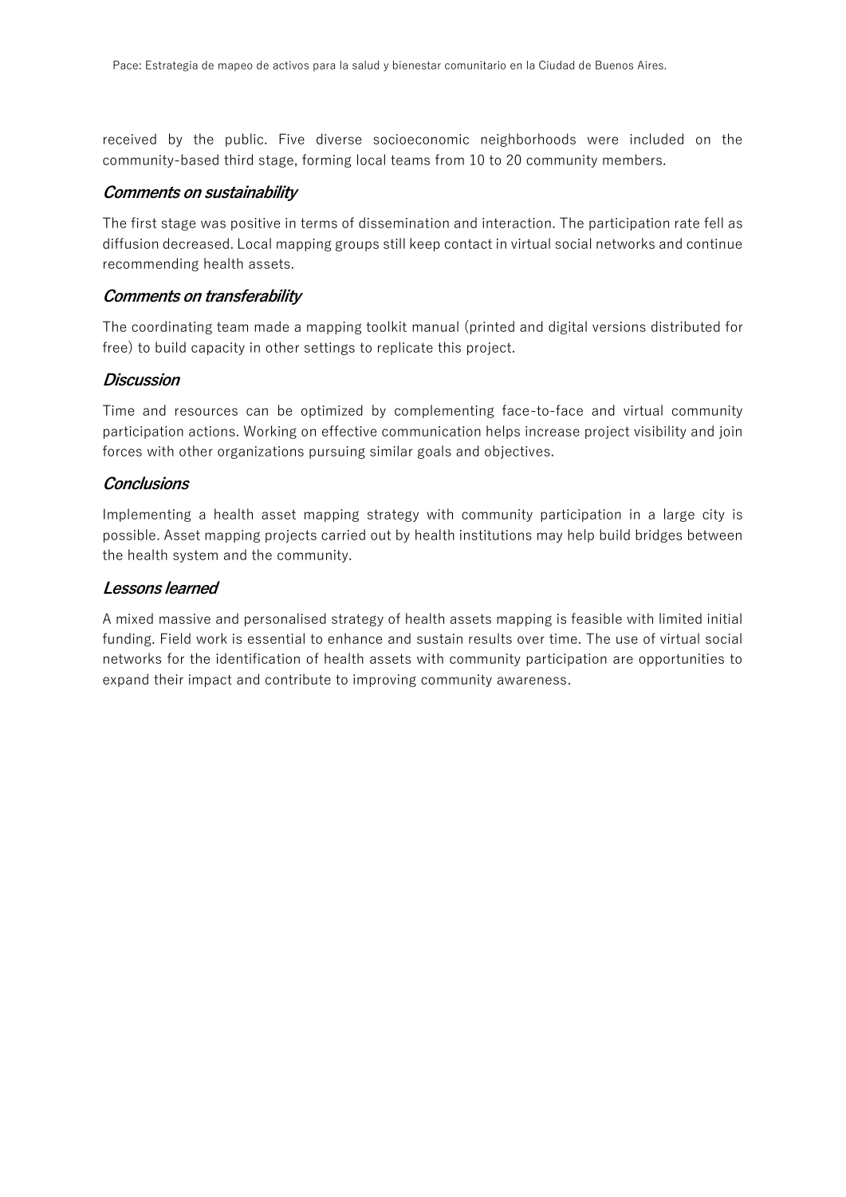received by the public. Five diverse socioeconomic neighborhoods were included on the community-based third stage, forming local teams from 10 to 20 community members.

### *Comments on sustainability*

The first stage was positive in terms of dissemination and interaction. The participation rate fell as diffusion decreased. Local mapping groups still keep contact in virtual social networks and continue recommending health assets.

### *Comments on transferability*

The coordinating team made a mapping toolkit manual (printed and digital versions distributed for free) to build capacity in other settings to replicate this project.

### *Discussion*

Time and resources can be optimized by complementing face-to-face and virtual community participation actions. Working on effective communication helps increase project visibility and join forces with other organizations pursuing similar goals and objectives.

### *Conclusions*

Implementing a health asset mapping strategy with community participation in a large city is possible. Asset mapping projects carried out by health institutions may help build bridges between the health system and the community.

### *Lessons learned*

A mixed massive and personalised strategy of health assets mapping is feasible with limited initial funding. Field work is essential to enhance and sustain results over time. The use of virtual social networks for the identification of health assets with community participation are opportunities to expand their impact and contribute to improving community awareness.